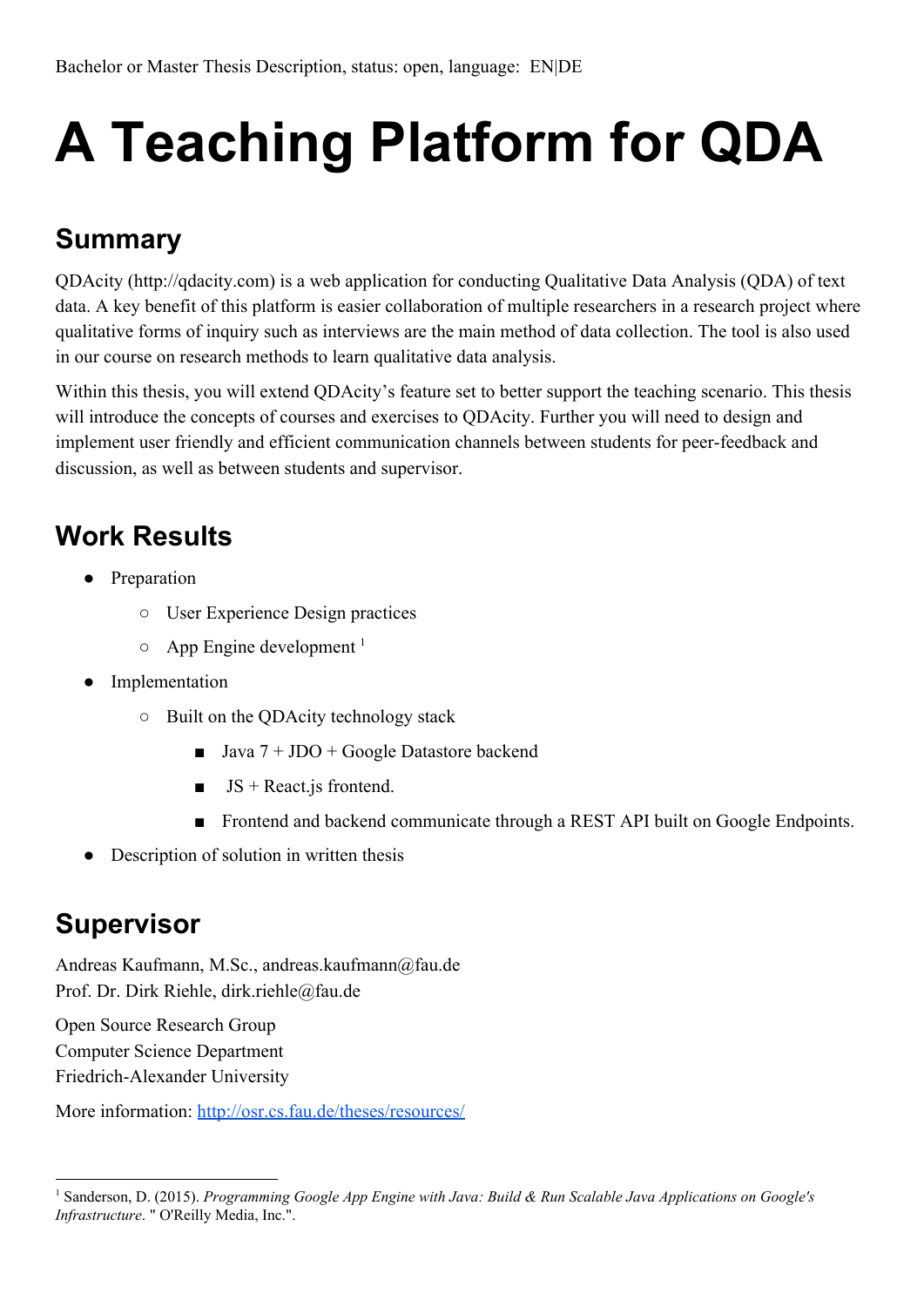Bachelor or Master Thesis Description, status: open, language: EN|DE

# A Teaching Platform for QDA

## Summary

QDAcity (http://qdacity.com) is a web application for conducting Qualitative Data Analysis (QDA) of text data. A key benefit of this platform is easier collaboration of multiple researchers in a research project where qualitative forms of inquiry such as interviews are the main method of data collection. The tool is also used in our course on research methods to learn qualitative data analysis.

Within this thesis, you will extend QDAcity's feature set to better support the teaching scenario. This thesis will introduce the concepts of courses and exercises to QDAcity. Further you will need to design and implement user friendly and efficient communication channels between students for peer-feedback and discussion, as well as between students and supervisor.

## Work Results

- Preparation
  - User Experience Design practices
  - App Engine development [1]
- Implementation
  - Built on the QDAcity technology stack
    - Java 7 + JDO + Google Datastore backend
    - JS + React.js frontend.
    - Frontend and backend communicate through a REST API built on Google Endpoints.
- Description of solution in written thesis

## Supervisor

Andreas Kaufmann, M.Sc., andreas.kaufmann@fau.de
Prof. Dr. Dirk Riehle, dirk.riehle@fau.de

Open Source Research Group
Computer Science Department
Friedrich-Alexander University

More information: [http://osr.cs.fau.de/theses/resources/](http://osr.cs.fau.de/theses/resources/)

---

[1] Sanderson, D. (2015). *Programming Google App Engine with Java: Build & Run Scalable Java Applications on Google's Infrastructure*. " O'Reilly Media, Inc.".